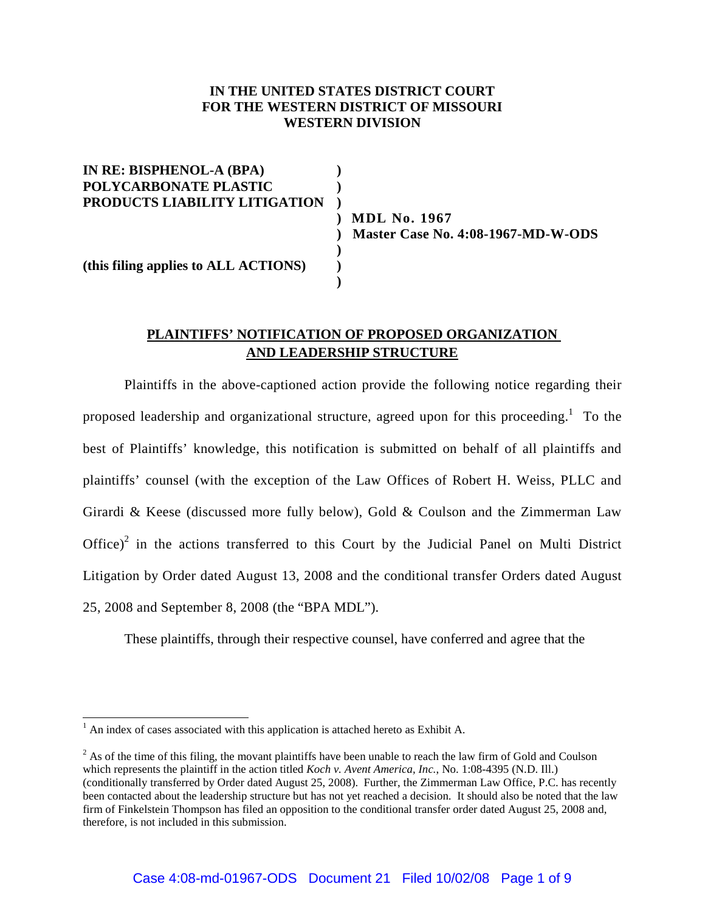**IN THE UNITED STATES DISTRICT COURT**
**FOR THE WESTERN DISTRICT OF MISSOURI**
**WESTERN DIVISION**

| | | |
|---|---|---|
| **IN RE: BISPHENOL-A (BPA) POLYCARBONATE PLASTIC PRODUCTS LIABILITY LITIGATION** | **)** | **MDL No. 1967** |
| | **)** | **Master Case No. 4:08-1967-MD-W-ODS** |
| **(this filing applies to ALL ACTIONS)** | **)** | |

## PLAINTIFFS' NOTIFICATION OF PROPOSED ORGANIZATION AND LEADERSHIP STRUCTURE

Plaintiffs in the above-captioned action provide the following notice regarding their proposed leadership and organizational structure, agreed upon for this proceeding.[1] To the best of Plaintiffs' knowledge, this notification is submitted on behalf of all plaintiffs and plaintiffs' counsel (with the exception of the Law Offices of Robert H. Weiss, PLLC and Girardi & Keese (discussed more fully below), Gold & Coulson and the Zimmerman Law Office)[2] in the actions transferred to this Court by the Judicial Panel on Multi District Litigation by Order dated August 13, 2008 and the conditional transfer Orders dated August 25, 2008 and September 8, 2008 (the "BPA MDL").

These plaintiffs, through their respective counsel, have conferred and agree that the

---

[1] An index of cases associated with this application is attached hereto as Exhibit A.

[2] As of the time of this filing, the movant plaintiffs have been unable to reach the law firm of Gold and Coulson which represents the plaintiff in the action titled *Koch v. Avent America, Inc.*, No. 1:08-4395 (N.D. Ill.) (conditionally transferred by Order dated August 25, 2008). Further, the Zimmerman Law Office, P.C. has recently been contacted about the leadership structure but has not yet reached a decision. It should also be noted that the law firm of Finkelstein Thompson has filed an opposition to the conditional transfer order dated August 25, 2008 and, therefore, is not included in this submission.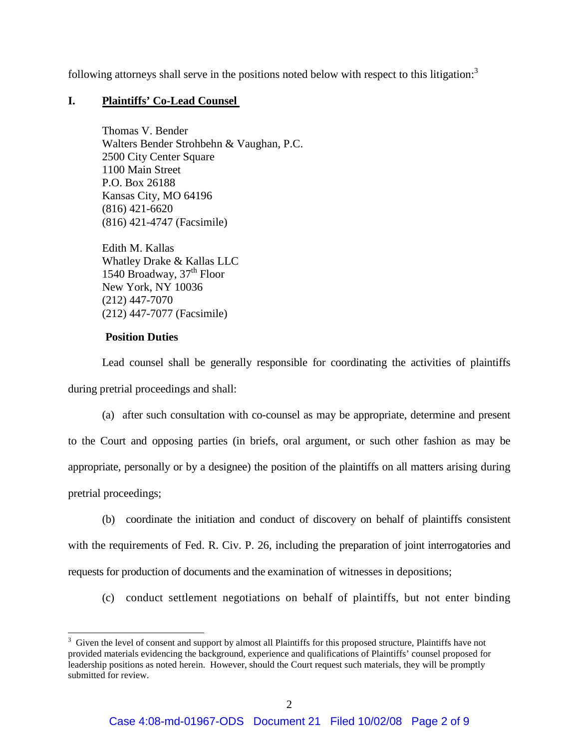following attorneys shall serve in the positions noted below with respect to this litigation:[3]

## I. **Plaintiffs' Co-Lead Counsel**

Thomas V. Bender
Walters Bender Strohbehn & Vaughan, P.C.
2500 City Center Square
1100 Main Street
P.O. Box 26188
Kansas City, MO 64196
(816) 421-6620
(816) 421-4747 (Facsimile)

Edith M. Kallas
Whatley Drake & Kallas LLC
1540 Broadway, 37th Floor
New York, NY 10036
(212) 447-7070
(212) 447-7077 (Facsimile)

**Position Duties**

Lead counsel shall be generally responsible for coordinating the activities of plaintiffs during pretrial proceedings and shall:

(a) after such consultation with co-counsel as may be appropriate, determine and present to the Court and opposing parties (in briefs, oral argument, or such other fashion as may be appropriate, personally or by a designee) the position of the plaintiffs on all matters arising during pretrial proceedings;

(b) coordinate the initiation and conduct of discovery on behalf of plaintiffs consistent with the requirements of Fed. R. Civ. P. 26, including the preparation of joint interrogatories and requests for production of documents and the examination of witnesses in depositions;

(c) conduct settlement negotiations on behalf of plaintiffs, but not enter binding

---

[3] Given the level of consent and support by almost all Plaintiffs for this proposed structure, Plaintiffs have not provided materials evidencing the background, experience and qualifications of Plaintiffs' counsel proposed for leadership positions as noted herein. However, should the Court request such materials, they will be promptly submitted for review.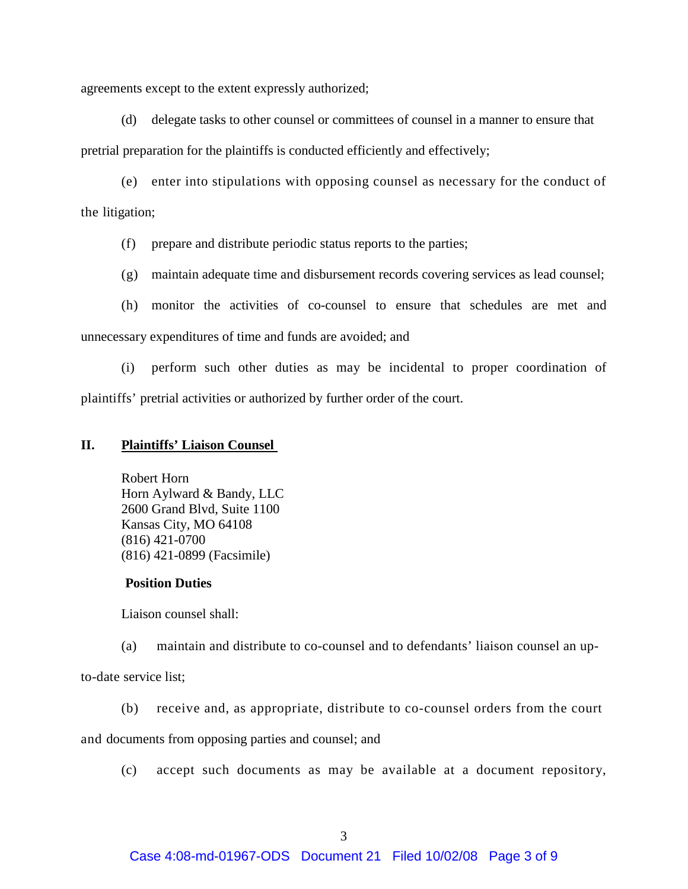agreements except to the extent expressly authorized;

(d) delegate tasks to other counsel or committees of counsel in a manner to ensure that pretrial preparation for the plaintiffs is conducted efficiently and effectively;

(e) enter into stipulations with opposing counsel as necessary for the conduct of the litigation;

(f) prepare and distribute periodic status reports to the parties;

(g) maintain adequate time and disbursement records covering services as lead counsel;

(h) monitor the activities of co-counsel to ensure that schedules are met and unnecessary expenditures of time and funds are avoided; and

(i) perform such other duties as may be incidental to proper coordination of plaintiffs' pretrial activities or authorized by further order of the court.

## II. Plaintiffs' Liaison Counsel

Robert Horn
Horn Aylward & Bandy, LLC
2600 Grand Blvd, Suite 1100
Kansas City, MO 64108
(816) 421-0700
(816) 421-0899 (Facsimile)

**Position Duties**

Liaison counsel shall:

(a) maintain and distribute to co-counsel and to defendants' liaison counsel an up-to-date service list;

(b) receive and, as appropriate, distribute to co-counsel orders from the court and documents from opposing parties and counsel; and

(c) accept such documents as may be available at a document repository,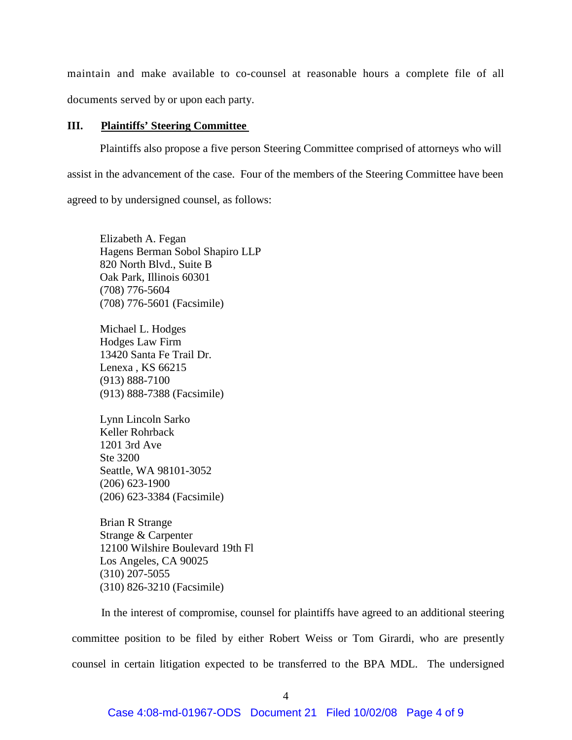maintain and make available to co-counsel at reasonable hours a complete file of all documents served by or upon each party.

## III. Plaintiffs' Steering Committee

Plaintiffs also propose a five person Steering Committee comprised of attorneys who will assist in the advancement of the case. Four of the members of the Steering Committee have been agreed to by undersigned counsel, as follows:

Elizabeth A. Fegan
Hagens Berman Sobol Shapiro LLP
820 North Blvd., Suite B
Oak Park, Illinois 60301
(708) 776-5604
(708) 776-5601 (Facsimile)

Michael L. Hodges
Hodges Law Firm
13420 Santa Fe Trail Dr.
Lenexa , KS 66215
(913) 888-7100
(913) 888-7388 (Facsimile)

Lynn Lincoln Sarko
Keller Rohrback
1201 3rd Ave
Ste 3200
Seattle, WA 98101-3052
(206) 623-1900
(206) 623-3384 (Facsimile)

Brian R Strange
Strange & Carpenter
12100 Wilshire Boulevard 19th Fl
Los Angeles, CA 90025
(310) 207-5055
(310) 826-3210 (Facsimile)

In the interest of compromise, counsel for plaintiffs have agreed to an additional steering committee position to be filed by either Robert Weiss or Tom Girardi, who are presently counsel in certain litigation expected to be transferred to the BPA MDL. The undersigned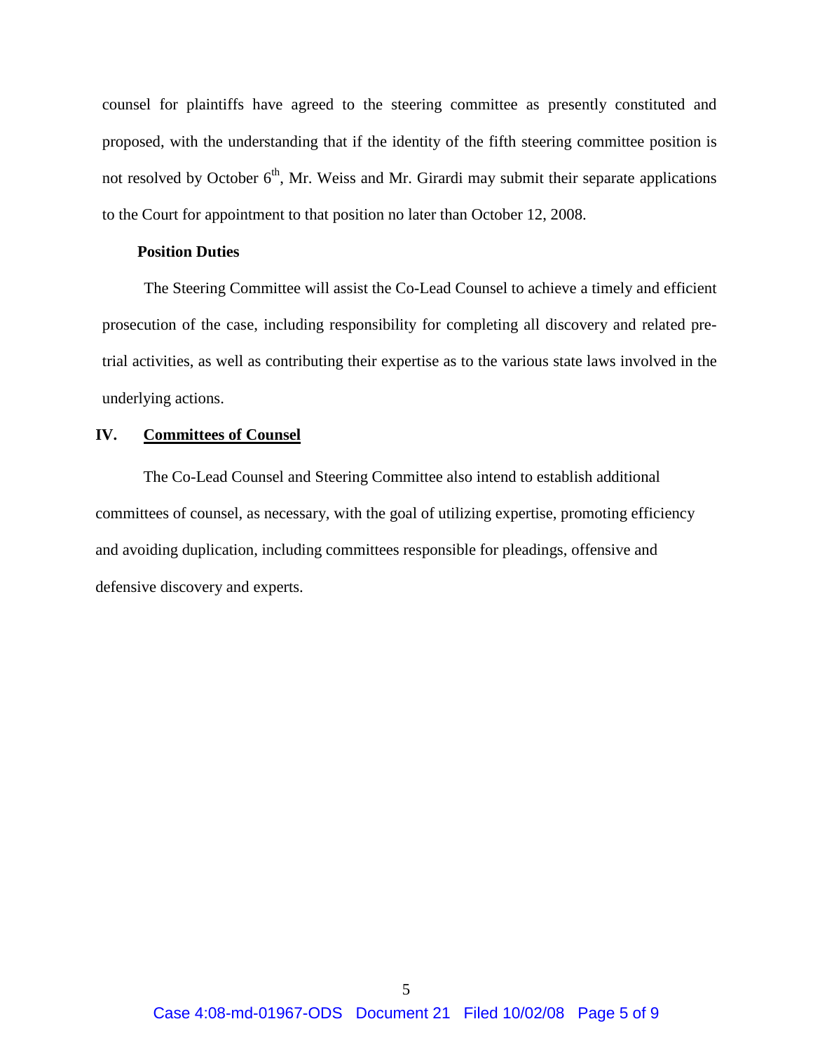counsel for plaintiffs have agreed to the steering committee as presently constituted and proposed, with the understanding that if the identity of the fifth steering committee position is not resolved by October 6th, Mr. Weiss and Mr. Girardi may submit their separate applications to the Court for appointment to that position no later than October 12, 2008.

**Position Duties**

The Steering Committee will assist the Co-Lead Counsel to achieve a timely and efficient prosecution of the case, including responsibility for completing all discovery and related pre-trial activities, as well as contributing their expertise as to the various state laws involved in the underlying actions.

## IV. Committees of Counsel

The Co-Lead Counsel and Steering Committee also intend to establish additional committees of counsel, as necessary, with the goal of utilizing expertise, promoting efficiency and avoiding duplication, including committees responsible for pleadings, offensive and defensive discovery and experts.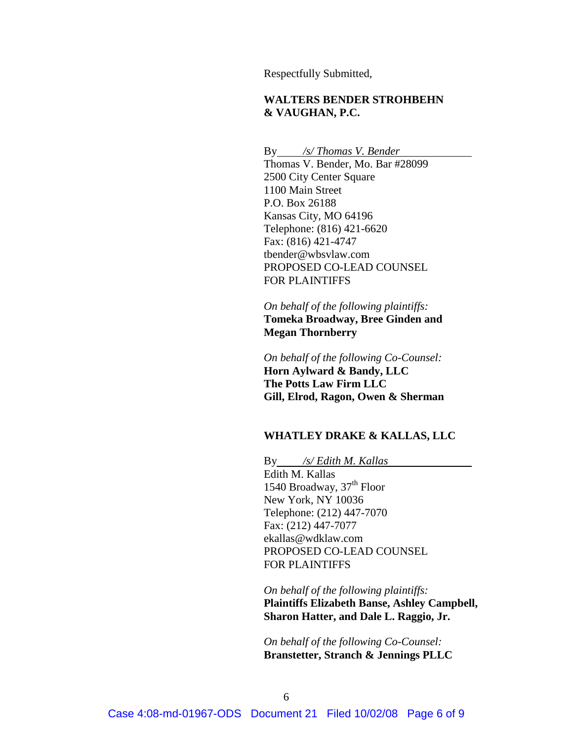Respectfully Submitted,

**WALTERS BENDER STROHBEHN & VAUGHAN, P.C.**

By *_/s/ Thomas V. Bender_*
Thomas V. Bender, Mo. Bar #28099
2500 City Center Square
1100 Main Street
P.O. Box 26188
Kansas City, MO 64196
Telephone: (816) 421-6620
Fax: (816) 421-4747
tbender@wbsvlaw.com
PROPOSED CO-LEAD COUNSEL
FOR PLAINTIFFS

*On behalf of the following plaintiffs:*
**Tomeka Broadway, Bree Ginden and Megan Thornberry**

*On behalf of the following Co-Counsel:*
**Horn Aylward & Bandy, LLC**
**The Potts Law Firm LLC**
**Gill, Elrod, Ragon, Owen & Sherman**

**WHATLEY DRAKE & KALLAS, LLC**

By *_/s/ Edith M. Kallas_*
Edith M. Kallas
1540 Broadway, 37th Floor
New York, NY 10036
Telephone: (212) 447-7070
Fax: (212) 447-7077
ekallas@wdklaw.com
PROPOSED CO-LEAD COUNSEL
FOR PLAINTIFFS

*On behalf of the following plaintiffs:*
**Plaintiffs Elizabeth Banse, Ashley Campbell, Sharon Hatter, and Dale L. Raggio, Jr.**

*On behalf of the following Co-Counsel:*
**Branstetter, Stranch & Jennings PLLC**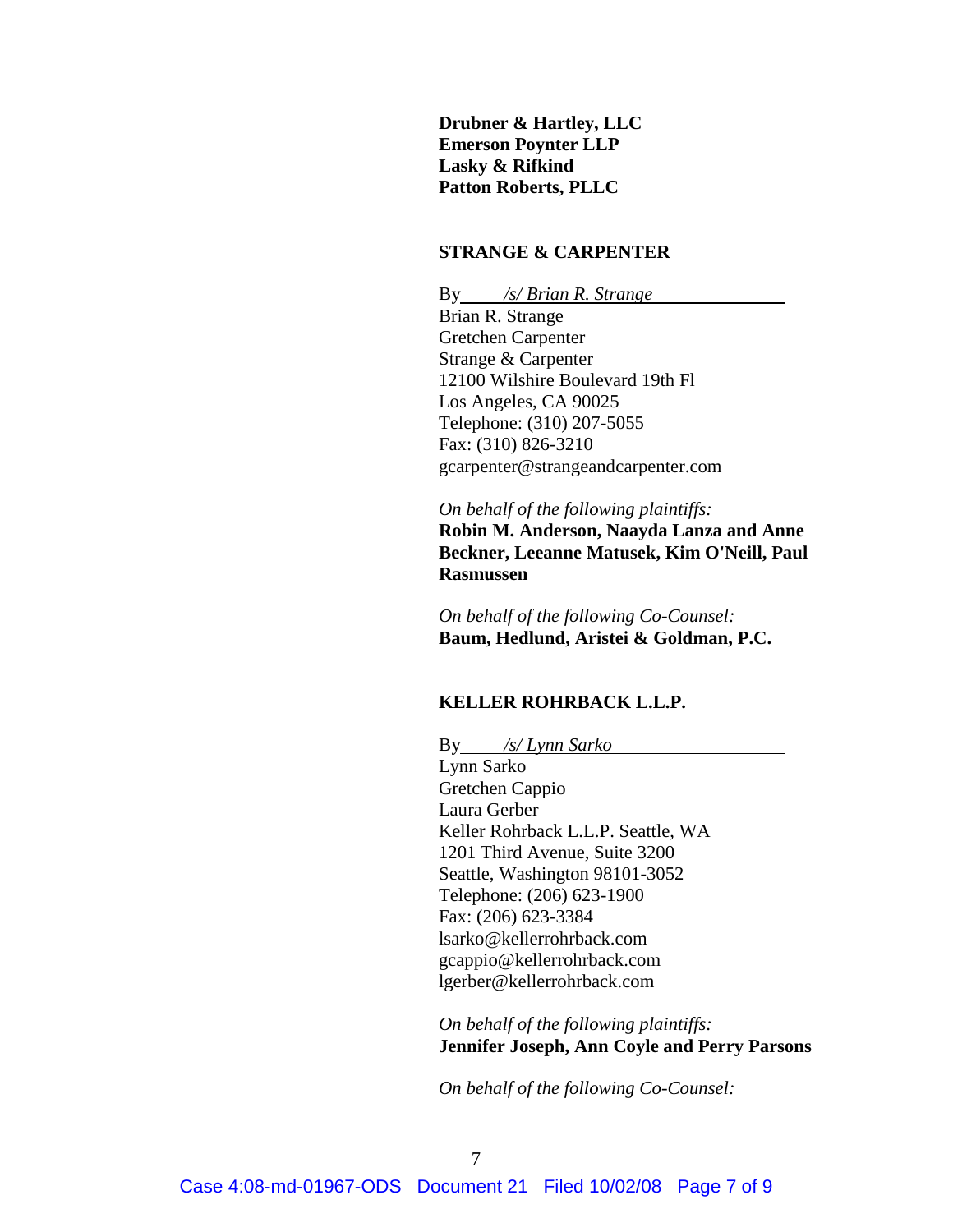**Drubner & Hartley, LLC**
**Emerson Poynter LLP**
**Lasky & Rifkind**
**Patton Roberts, PLLC**

**STRANGE & CARPENTER**

By *[/s/ Brian R. Strange]*
Brian R. Strange
Gretchen Carpenter
Strange & Carpenter
12100 Wilshire Boulevard 19th Fl
Los Angeles, CA 90025
Telephone: (310) 207-5055
Fax: (310) 826-3210
gcarpenter@strangeandcarpenter.com

*On behalf of the following plaintiffs:*
**Robin M. Anderson, Naayda Lanza and Anne Beckner, Leeanne Matusek, Kim O'Neill, Paul Rasmussen**

*On behalf of the following Co-Counsel:*
**Baum, Hedlund, Aristei & Goldman, P.C.**

**KELLER ROHRBACK L.L.P.**

By *[/s/ Lynn Sarko]*
Lynn Sarko
Gretchen Cappio
Laura Gerber
Keller Rohrback L.L.P. Seattle, WA
1201 Third Avenue, Suite 3200
Seattle, Washington 98101-3052
Telephone: (206) 623-1900
Fax: (206) 623-3384
lsarko@kellerrohrback.com
gcappio@kellerrohrback.com
lgerber@kellerrohrback.com

*On behalf of the following plaintiffs:*
**Jennifer Joseph, Ann Coyle and Perry Parsons**

*On behalf of the following Co-Counsel:*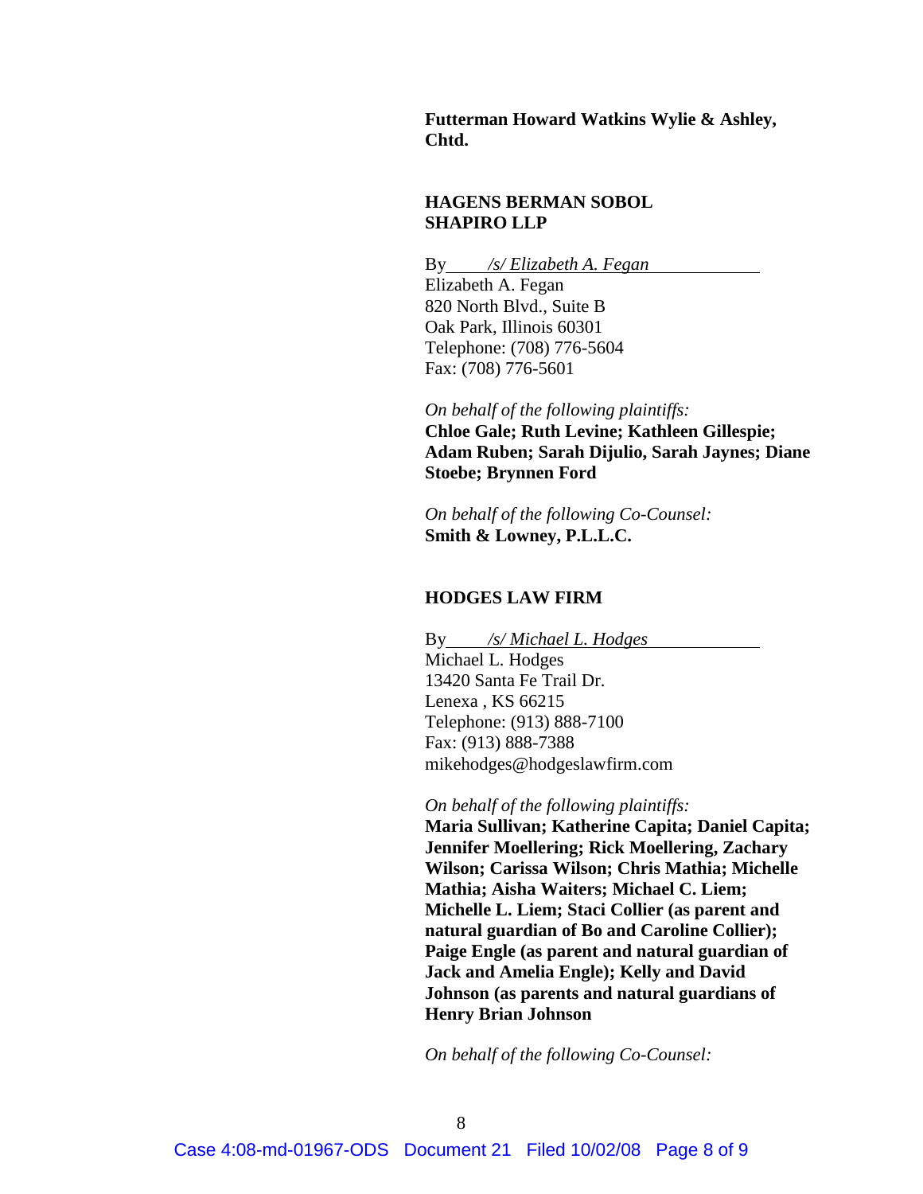**Futterman Howard Watkins Wylie & Ashley, Chtd.**

**HAGENS BERMAN SOBOL SHAPIRO LLP**

By *___/s/ Elizabeth A. Fegan___*
Elizabeth A. Fegan
820 North Blvd., Suite B
Oak Park, Illinois 60301
Telephone: (708) 776-5604
Fax: (708) 776-5601

*On behalf of the following plaintiffs:*
**Chloe Gale; Ruth Levine; Kathleen Gillespie; Adam Ruben; Sarah Dijulio, Sarah Jaynes; Diane Stoebe; Brynnen Ford**

*On behalf of the following Co-Counsel:*
**Smith & Lowney, P.L.L.C.**

**HODGES LAW FIRM**

By *___/s/ Michael L. Hodges___*
Michael L. Hodges
13420 Santa Fe Trail Dr.
Lenexa , KS 66215
Telephone: (913) 888-7100
Fax: (913) 888-7388
mikehodges@hodgeslawfirm.com

*On behalf of the following plaintiffs:*
**Maria Sullivan; Katherine Capita; Daniel Capita; Jennifer Moellering; Rick Moellering, Zachary Wilson; Carissa Wilson; Chris Mathia; Michelle Mathia; Aisha Waiters; Michael C. Liem; Michelle L. Liem; Staci Collier (as parent and natural guardian of Bo and Caroline Collier); Paige Engle (as parent and natural guardian of Jack and Amelia Engle); Kelly and David Johnson (as parents and natural guardians of Henry Brian Johnson**

*On behalf of the following Co-Counsel:*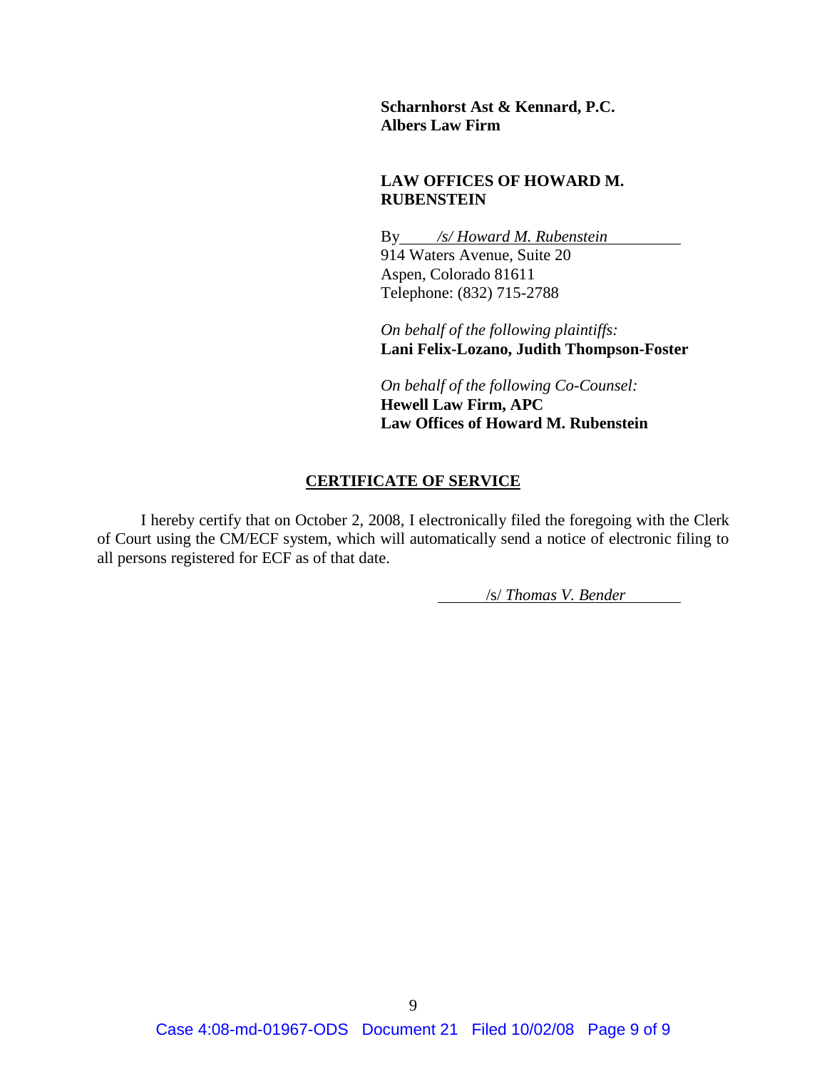**Scharnhorst Ast & Kennard, P.C.**
**Albers Law Firm**

**LAW OFFICES OF HOWARD M. RUBENSTEIN**

By *\/s/ Howard M. Rubenstein*
914 Waters Avenue, Suite 20
Aspen, Colorado 81611
Telephone: (832) 715-2788

*On behalf of the following plaintiffs:*
**Lani Felix-Lozano, Judith Thompson-Foster**

*On behalf of the following Co-Counsel:*
**Hewell Law Firm, APC**
**Law Offices of Howard M. Rubenstein**

## CERTIFICATE OF SERVICE

I hereby certify that on October 2, 2008, I electronically filed the foregoing with the Clerk of Court using the CM/ECF system, which will automatically send a notice of electronic filing to all persons registered for ECF as of that date.

/s/ *Thomas V. Bender*